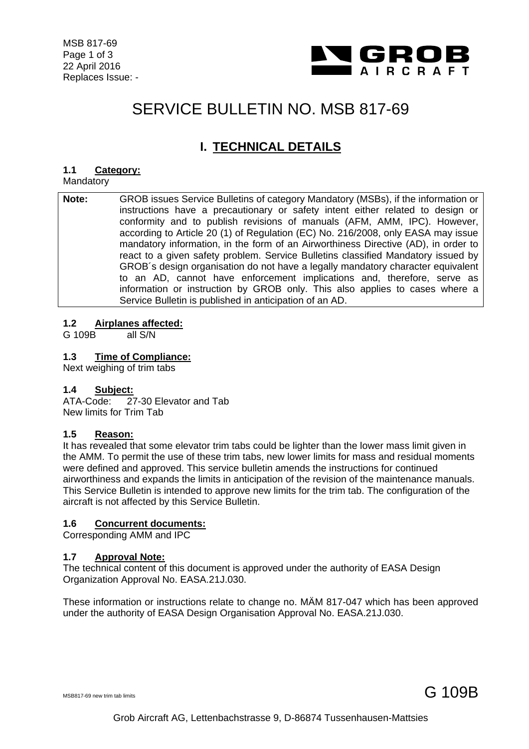MSB 817-69
22 April 2016
Replaces Issue: -

# SERVICE BULLETIN NO. MSB 817-69

## I. TECHNICAL DETAILS

### 1.1 Category:

Mandatory

| **Note:** | GROB issues Service Bulletins of category Mandatory (MSBs), if the information or instructions have a precautionary or safety intent either related to design or conformity and to publish revisions of manuals (AFM, AMM, IPC). However, according to Article 20 (1) of Regulation (EC) No. 216/2008, only EASA may issue mandatory information, in the form of an Airworthiness Directive (AD), in order to react to a given safety problem. Service Bulletins classified Mandatory issued by GROB´s design organisation do not have a legally mandatory character equivalent to an AD, cannot have enforcement implications and, therefore, serve as information or instruction by GROB only. This also applies to cases where a Service Bulletin is published in anticipation of an AD. |
|---|---|

### 1.2 Airplanes affected:

G 109B all S/N

### 1.3 Time of Compliance:

Next weighing of trim tabs

### 1.4 Subject:

ATA-Code: 27-30 Elevator and Tab
New limits for Trim Tab

### 1.5 Reason:

It has revealed that some elevator trim tabs could be lighter than the lower mass limit given in the AMM. To permit the use of these trim tabs, new lower limits for mass and residual moments were defined and approved. This service bulletin amends the instructions for continued airworthiness and expands the limits in anticipation of the revision of the maintenance manuals. This Service Bulletin is intended to approve new limits for the trim tab. The configuration of the aircraft is not affected by this Service Bulletin.

### 1.6 Concurrent documents:

Corresponding AMM and IPC

### 1.7 Approval Note:

The technical content of this document is approved under the authority of EASA Design Organization Approval No. EASA.21J.030.

These information or instructions relate to change no. MÄM 817-047 which has been approved under the authority of EASA Design Organisation Approval No. EASA.21J.030.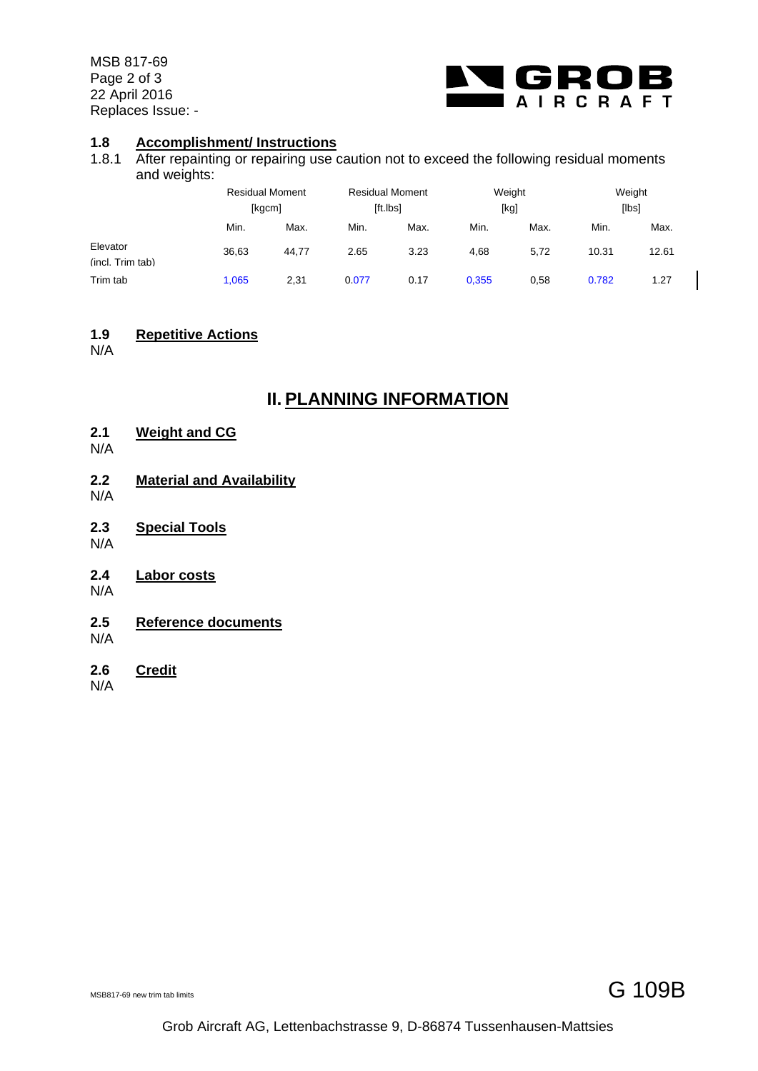### 1.8 Accomplishment/ Instructions

1.8.1 After repainting or repairing use caution not to exceed the following residual moments and weights:

| | Residual Moment [kgcm] | | Residual Moment [ft.lbs] | | Weight [kg] | | Weight [lbs] | |
|---|---|---|---|---|---|---|---|---|
| | Min. | Max. | Min. | Max. | Min. | Max. | Min. | Max. |
| Elevator (incl. Trim tab) | 36,63 | 44,77 | 2.65 | 3.23 | 4,68 | 5,72 | 10.31 | 12.61 |
| Trim tab | 1,065 | 2,31 | 0.077 | 0.17 | 0,355 | 0,58 | 0.782 | 1.27 |

### 1.9 Repetitive Actions

N/A

## II. PLANNING INFORMATION

### 2.1 Weight and CG

N/A

### 2.2 Material and Availability

N/A

### 2.3 Special Tools

N/A

### 2.4 Labor costs

N/A

### 2.5 Reference documents

N/A

### 2.6 Credit

N/A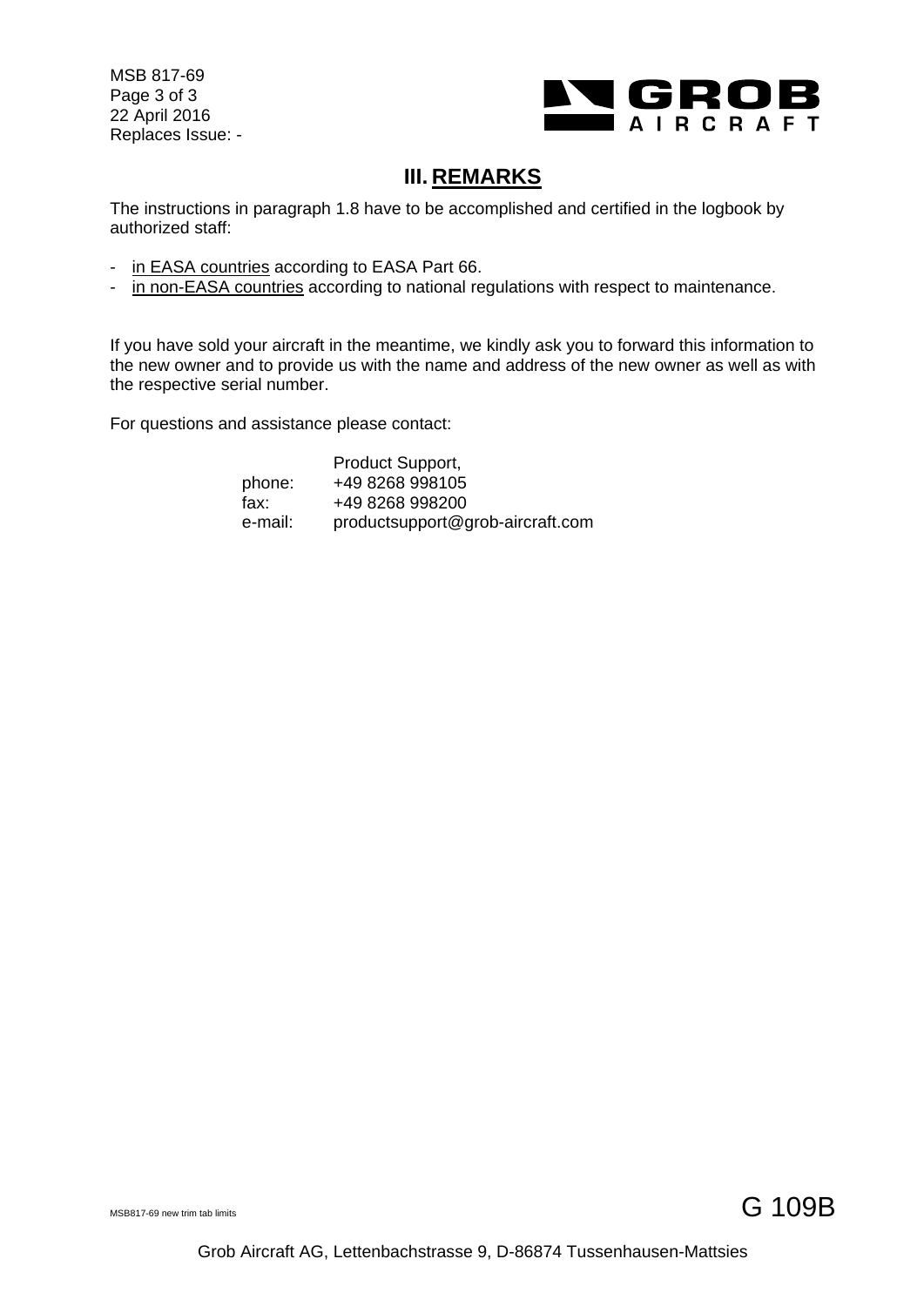## III. REMARKS

The instructions in paragraph 1.8 have to be accomplished and certified in the logbook by authorized staff:

- in EASA countries according to EASA Part 66.
- in non-EASA countries according to national regulations with respect to maintenance.

If you have sold your aircraft in the meantime, we kindly ask you to forward this information to the new owner and to provide us with the name and address of the new owner as well as with the respective serial number.

For questions and assistance please contact:

| | |
|---|---|
| | Product Support, |
| phone: | +49 8268 998105 |
| fax: | +49 8268 998200 |
| e-mail: | productsupport@grob-aircraft.com |